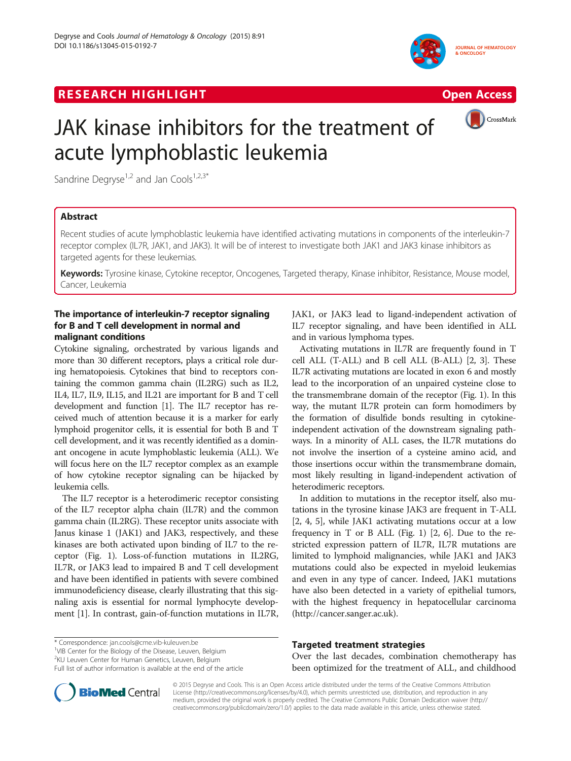RESEARCH HIGHLIGHT

Open Access

# JAK kinase inhibitors for the treatment of acute lymphoblastic leukemia

Sandrine Degryse[1,2] and Jan Cools[1,2,3*]

## Abstract

Recent studies of acute lymphoblastic leukemia have identified activating mutations in components of the interleukin-7 receptor complex (IL7R, JAK1, and JAK3). It will be of interest to investigate both JAK1 and JAK3 kinase inhibitors as targeted agents for these leukemias.

**Keywords:** Tyrosine kinase, Cytokine receptor, Oncogenes, Targeted therapy, Kinase inhibitor, Resistance, Mouse model, Cancer, Leukemia

## The importance of interleukin-7 receptor signaling for B and T cell development in normal and malignant conditions

Cytokine signaling, orchestrated by various ligands and more than 30 different receptors, plays a critical role during hematopoiesis. Cytokines that bind to receptors containing the common gamma chain (IL2RG) such as IL2, IL4, IL7, IL9, IL15, and IL21 are important for B and T cell development and function [1]. The IL7 receptor has received much of attention because it is a marker for early lymphoid progenitor cells, it is essential for both B and T cell development, and it was recently identified as a dominant oncogene in acute lymphoblastic leukemia (ALL). We will focus here on the IL7 receptor complex as an example of how cytokine receptor signaling can be hijacked by leukemia cells.

The IL7 receptor is a heterodimeric receptor consisting of the IL7 receptor alpha chain (IL7R) and the common gamma chain (IL2RG). These receptor units associate with Janus kinase 1 (JAK1) and JAK3, respectively, and these kinases are both activated upon binding of IL7 to the receptor (Fig. 1). Loss-of-function mutations in IL2RG, IL7R, or JAK3 lead to impaired B and T cell development and have been identified in patients with severe combined immunodeficiency disease, clearly illustrating that this signaling axis is essential for normal lymphocyte development [1]. In contrast, gain-of-function mutations in IL7R, JAK1, or JAK3 lead to ligand-independent activation of IL7 receptor signaling, and have been identified in ALL and in various lymphoma types.

Activating mutations in IL7R are frequently found in T cell ALL (T-ALL) and B cell ALL (B-ALL) [2, 3]. These IL7R activating mutations are located in exon 6 and mostly lead to the incorporation of an unpaired cysteine close to the transmembrane domain of the receptor (Fig. 1). In this way, the mutant IL7R protein can form homodimers by the formation of disulfide bonds resulting in cytokine-independent activation of the downstream signaling pathways. In a minority of ALL cases, the IL7R mutations do not involve the insertion of a cysteine amino acid, and those insertions occur within the transmembrane domain, most likely resulting in ligand-independent activation of heterodimeric receptors.

In addition to mutations in the receptor itself, also mutations in the tyrosine kinase JAK3 are frequent in T-ALL [2, 4, 5], while JAK1 activating mutations occur at a low frequency in T or B ALL (Fig. 1) [2, 6]. Due to the restricted expression pattern of IL7R, IL7R mutations are limited to lymphoid malignancies, while JAK1 and JAK3 mutations could also be expected in myeloid leukemias and even in any type of cancer. Indeed, JAK1 mutations have also been detected in a variety of epithelial tumors, with the highest frequency in hepatocellular carcinoma (http://cancer.sanger.ac.uk).

## Targeted treatment strategies

Over the last decades, combination chemotherapy has been optimized for the treatment of ALL, and childhood

* Correspondence: jan.cools@cme.vib-kuleuven.be
[1]VIB Center for the Biology of the Disease, Leuven, Belgium
[2]KU Leuven Center for Human Genetics, Leuven, Belgium
Full list of author information is available at the end of the article

© 2015 Degryse and Cools. This is an Open Access article distributed under the terms of the Creative Commons Attribution License (http://creativecommons.org/licenses/by/4.0), which permits unrestricted use, distribution, and reproduction in any medium, provided the original work is properly credited. The Creative Commons Public Domain Dedication waiver (http://creativecommons.org/publicdomain/zero/1.0/) applies to the data made available in this article, unless otherwise stated.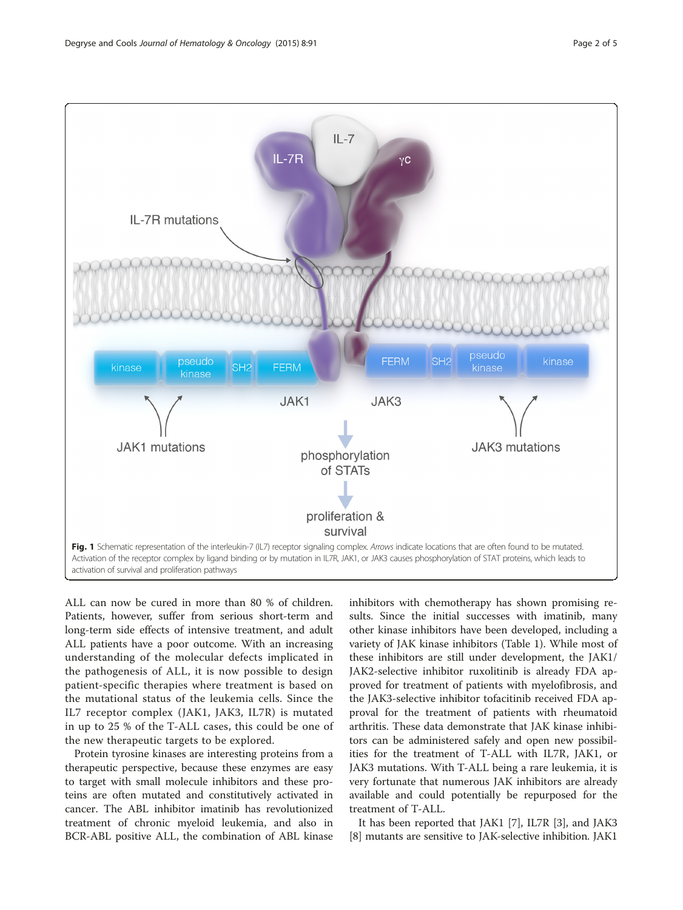**Fig. 1** Schematic representation of the interleukin-7 (IL7) receptor signaling complex. *Arrows* indicate locations that are often found to be mutated. Activation of the receptor complex by ligand binding or by mutation in IL7R, JAK1, or JAK3 causes phosphorylation of STAT proteins, which leads to activation of survival and proliferation pathways

ALL can now be cured in more than 80 % of children. Patients, however, suffer from serious short-term and long-term side effects of intensive treatment, and adult ALL patients have a poor outcome. With an increasing understanding of the molecular defects implicated in the pathogenesis of ALL, it is now possible to design patient-specific therapies where treatment is based on the mutational status of the leukemia cells. Since the IL7 receptor complex (JAK1, JAK3, IL7R) is mutated in up to 25 % of the T-ALL cases, this could be one of the new therapeutic targets to be explored.

Protein tyrosine kinases are interesting proteins from a therapeutic perspective, because these enzymes are easy to target with small molecule inhibitors and these proteins are often mutated and constitutively activated in cancer. The ABL inhibitor imatinib has revolutionized treatment of chronic myeloid leukemia, and also in BCR-ABL positive ALL, the combination of ABL kinase inhibitors with chemotherapy has shown promising results. Since the initial successes with imatinib, many other kinase inhibitors have been developed, including a variety of JAK kinase inhibitors (Table 1). While most of these inhibitors are still under development, the JAK1/JAK2-selective inhibitor ruxolitinib is already FDA approved for treatment of patients with myelofibrosis, and the JAK3-selective inhibitor tofacitinib received FDA approval for the treatment of patients with rheumatoid arthritis. These data demonstrate that JAK kinase inhibitors can be administered safely and open new possibilities for the treatment of T-ALL with IL7R, JAK1, or JAK3 mutations. With T-ALL being a rare leukemia, it is very fortunate that numerous JAK inhibitors are already available and could potentially be repurposed for the treatment of T-ALL.

It has been reported that JAK1 [7], IL7R [3], and JAK3 [8] mutants are sensitive to JAK-selective inhibition. JAK1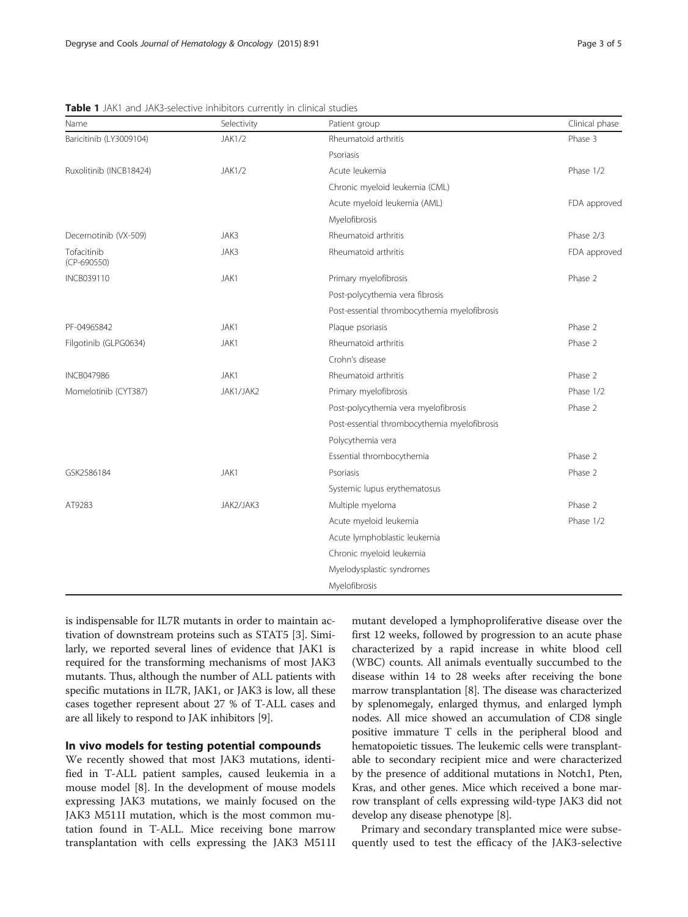**Table 1** JAK1 and JAK3-selective inhibitors currently in clinical studies

| Name | Selectivity | Patient group | Clinical phase |
|---|---|---|---|
| Baricitinib (LY3009104) | JAK1/2 | Rheumatoid arthritis | Phase 3 |
| | | Psoriasis | |
| Ruxolitinib (INCB18424) | JAK1/2 | Acute leukemia | Phase 1/2 |
| | | Chronic myeloid leukemia (CML) | |
| | | Acute myeloid leukemia (AML) | FDA approved |
| | | Myelofibrosis | |
| Decernotinib (VX-509) | JAK3 | Rheumatoid arthritis | Phase 2/3 |
| Tofacitinib (CP-690550) | JAK3 | Rheumatoid arthritis | FDA approved |
| INCB039110 | JAK1 | Primary myelofibrosis | Phase 2 |
| | | Post-polycythemia vera fibrosis | |
| | | Post-essential thrombocythemia myelofibrosis | |
| PF-04965842 | JAK1 | Plaque psoriasis | Phase 2 |
| Filgotinib (GLPG0634) | JAK1 | Rheumatoid arthritis | Phase 2 |
| | | Crohn's disease | |
| INCB047986 | JAK1 | Rheumatoid arthritis | Phase 2 |
| Momelotinib (CYT387) | JAK1/JAK2 | Primary myelofibrosis | Phase 1/2 |
| | | Post-polycythemia vera myelofibrosis | Phase 2 |
| | | Post-essential thrombocythemia myelofibrosis | |
| | | Polycythemia vera | |
| | | Essential thrombocythemia | Phase 2 |
| GSK2586184 | JAK1 | Psoriasis | Phase 2 |
| | | Systemic lupus erythematosus | |
| AT9283 | JAK2/JAK3 | Multiple myeloma | Phase 2 |
| | | Acute myeloid leukemia | Phase 1/2 |
| | | Acute lymphoblastic leukemia | |
| | | Chronic myeloid leukemia | |
| | | Myelodysplastic syndromes | |
| | | Myelofibrosis | |

is indispensable for IL7R mutants in order to maintain activation of downstream proteins such as STAT5 [3]. Similarly, we reported several lines of evidence that JAK1 is required for the transforming mechanisms of most JAK3 mutants. Thus, although the number of ALL patients with specific mutations in IL7R, JAK1, or JAK3 is low, all these cases together represent about 27 % of T-ALL cases and are all likely to respond to JAK inhibitors [9].

## In vivo models for testing potential compounds

We recently showed that most JAK3 mutations, identified in T-ALL patient samples, caused leukemia in a mouse model [8]. In the development of mouse models expressing JAK3 mutations, we mainly focused on the JAK3 M511I mutation, which is the most common mutation found in T-ALL. Mice receiving bone marrow transplantation with cells expressing the JAK3 M511I mutant developed a lymphoproliferative disease over the first 12 weeks, followed by progression to an acute phase characterized by a rapid increase in white blood cell (WBC) counts. All animals eventually succumbed to the disease within 14 to 28 weeks after receiving the bone marrow transplantation [8]. The disease was characterized by splenomegaly, enlarged thymus, and enlarged lymph nodes. All mice showed an accumulation of CD8 single positive immature T cells in the peripheral blood and hematopoietic tissues. The leukemic cells were transplantable to secondary recipient mice and were characterized by the presence of additional mutations in Notch1, Pten, Kras, and other genes. Mice which received a bone marrow transplant of cells expressing wild-type JAK3 did not develop any disease phenotype [8].

Primary and secondary transplanted mice were subsequently used to test the efficacy of the JAK3-selective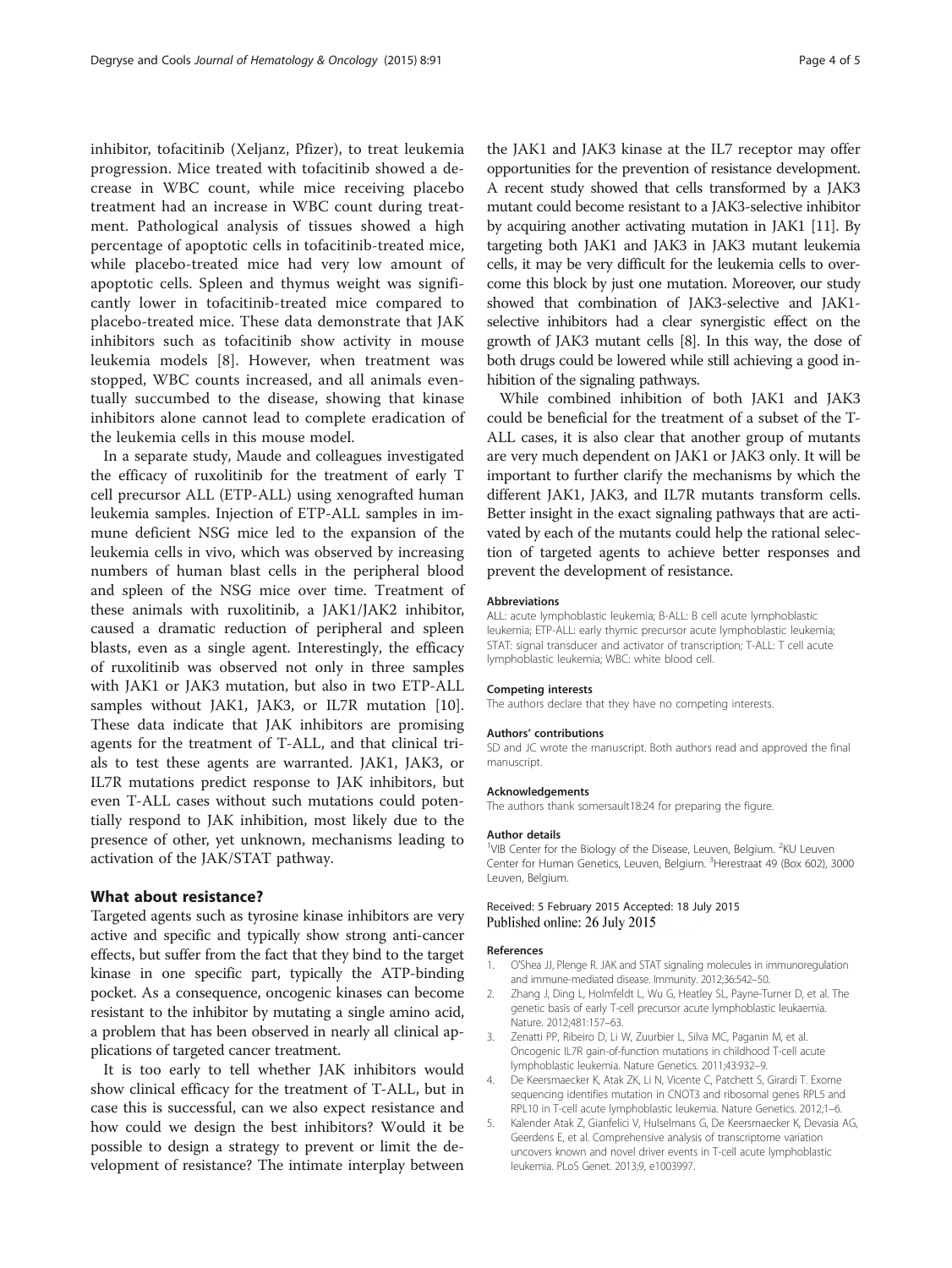inhibitor, tofacitinib (Xeljanz, Pfizer), to treat leukemia progression. Mice treated with tofacitinib showed a decrease in WBC count, while mice receiving placebo treatment had an increase in WBC count during treatment. Pathological analysis of tissues showed a high percentage of apoptotic cells in tofacitinib-treated mice, while placebo-treated mice had very low amount of apoptotic cells. Spleen and thymus weight was significantly lower in tofacitinib-treated mice compared to placebo-treated mice. These data demonstrate that JAK inhibitors such as tofacitinib show activity in mouse leukemia models [8]. However, when treatment was stopped, WBC counts increased, and all animals eventually succumbed to the disease, showing that kinase inhibitors alone cannot lead to complete eradication of the leukemia cells in this mouse model.

In a separate study, Maude and colleagues investigated the efficacy of ruxolitinib for the treatment of early T cell precursor ALL (ETP-ALL) using xenografted human leukemia samples. Injection of ETP-ALL samples in immune deficient NSG mice led to the expansion of the leukemia cells in vivo, which was observed by increasing numbers of human blast cells in the peripheral blood and spleen of the NSG mice over time. Treatment of these animals with ruxolitinib, a JAK1/JAK2 inhibitor, caused a dramatic reduction of peripheral and spleen blasts, even as a single agent. Interestingly, the efficacy of ruxolitinib was observed not only in three samples with JAK1 or JAK3 mutation, but also in two ETP-ALL samples without JAK1, JAK3, or IL7R mutation [10]. These data indicate that JAK inhibitors are promising agents for the treatment of T-ALL, and that clinical trials to test these agents are warranted. JAK1, JAK3, or IL7R mutations predict response to JAK inhibitors, but even T-ALL cases without such mutations could potentially respond to JAK inhibition, most likely due to the presence of other, yet unknown, mechanisms leading to activation of the JAK/STAT pathway.

## What about resistance?

Targeted agents such as tyrosine kinase inhibitors are very active and specific and typically show strong anti-cancer effects, but suffer from the fact that they bind to the target kinase in one specific part, typically the ATP-binding pocket. As a consequence, oncogenic kinases can become resistant to the inhibitor by mutating a single amino acid, a problem that has been observed in nearly all clinical applications of targeted cancer treatment.

It is too early to tell whether JAK inhibitors would show clinical efficacy for the treatment of T-ALL, but in case this is successful, can we also expect resistance and how could we design the best inhibitors? Would it be possible to design a strategy to prevent or limit the development of resistance? The intimate interplay between the JAK1 and JAK3 kinase at the IL7 receptor may offer opportunities for the prevention of resistance development. A recent study showed that cells transformed by a JAK3 mutant could become resistant to a JAK3-selective inhibitor by acquiring another activating mutation in JAK1 [11]. By targeting both JAK1 and JAK3 in JAK3 mutant leukemia cells, it may be very difficult for the leukemia cells to overcome this block by just one mutation. Moreover, our study showed that combination of JAK3-selective and JAK1-selective inhibitors had a clear synergistic effect on the growth of JAK3 mutant cells [8]. In this way, the dose of both drugs could be lowered while still achieving a good inhibition of the signaling pathways.

While combined inhibition of both JAK1 and JAK3 could be beneficial for the treatment of a subset of the T-ALL cases, it is also clear that another group of mutants are very much dependent on JAK1 or JAK3 only. It will be important to further clarify the mechanisms by which the different JAK1, JAK3, and IL7R mutants transform cells. Better insight in the exact signaling pathways that are activated by each of the mutants could help the rational selection of targeted agents to achieve better responses and prevent the development of resistance.

#### Abbreviations

ALL: acute lymphoblastic leukemia; B-ALL: B cell acute lymphoblastic leukemia; ETP-ALL: early thymic precursor acute lymphoblastic leukemia; STAT: signal transducer and activator of transcription; T-ALL: T cell acute lymphoblastic leukemia; WBC: white blood cell.

#### Competing interests

The authors declare that they have no competing interests.

#### Authors' contributions

SD and JC wrote the manuscript. Both authors read and approved the final manuscript.

#### Acknowledgements

The authors thank somersault18:24 for preparing the figure.

#### Author details

[1]VIB Center for the Biology of the Disease, Leuven, Belgium. [2]KU Leuven Center for Human Genetics, Leuven, Belgium. [3]Herestraat 49 (Box 602), 3000 Leuven, Belgium.

Received: 5 February 2015 Accepted: 18 July 2015
Published online: 26 July 2015

#### References

1. O'Shea JJ, Plenge R. JAK and STAT signaling molecules in immunoregulation and immune-mediated disease. Immunity. 2012;36:542–50.
2. Zhang J, Ding L, Holmfeldt L, Wu G, Heatley SL, Payne-Turner D, et al. The genetic basis of early T-cell precursor acute lymphoblastic leukaemia. Nature. 2012;481:157–63.
3. Zenatti PP, Ribeiro D, Li W, Zuurbier L, Silva MC, Paganin M, et al. Oncogenic IL7R gain-of-function mutations in childhood T-cell acute lymphoblastic leukemia. Nature Genetics. 2011;43:932–9.
4. De Keersmaecker K, Atak ZK, Li N, Vicente C, Patchett S, Girardi T. Exome sequencing identifies mutation in CNOT3 and ribosomal genes RPL5 and RPL10 in T-cell acute lymphoblastic leukemia. Nature Genetics. 2012;1–6.
5. Kalender Atak Z, Gianfelici V, Hulselmans G, De Keersmaecker K, Devasia AG, Geerdens E, et al. Comprehensive analysis of transcriptome variation uncovers known and novel driver events in T-cell acute lymphoblastic leukemia. PLoS Genet. 2013;9, e1003997.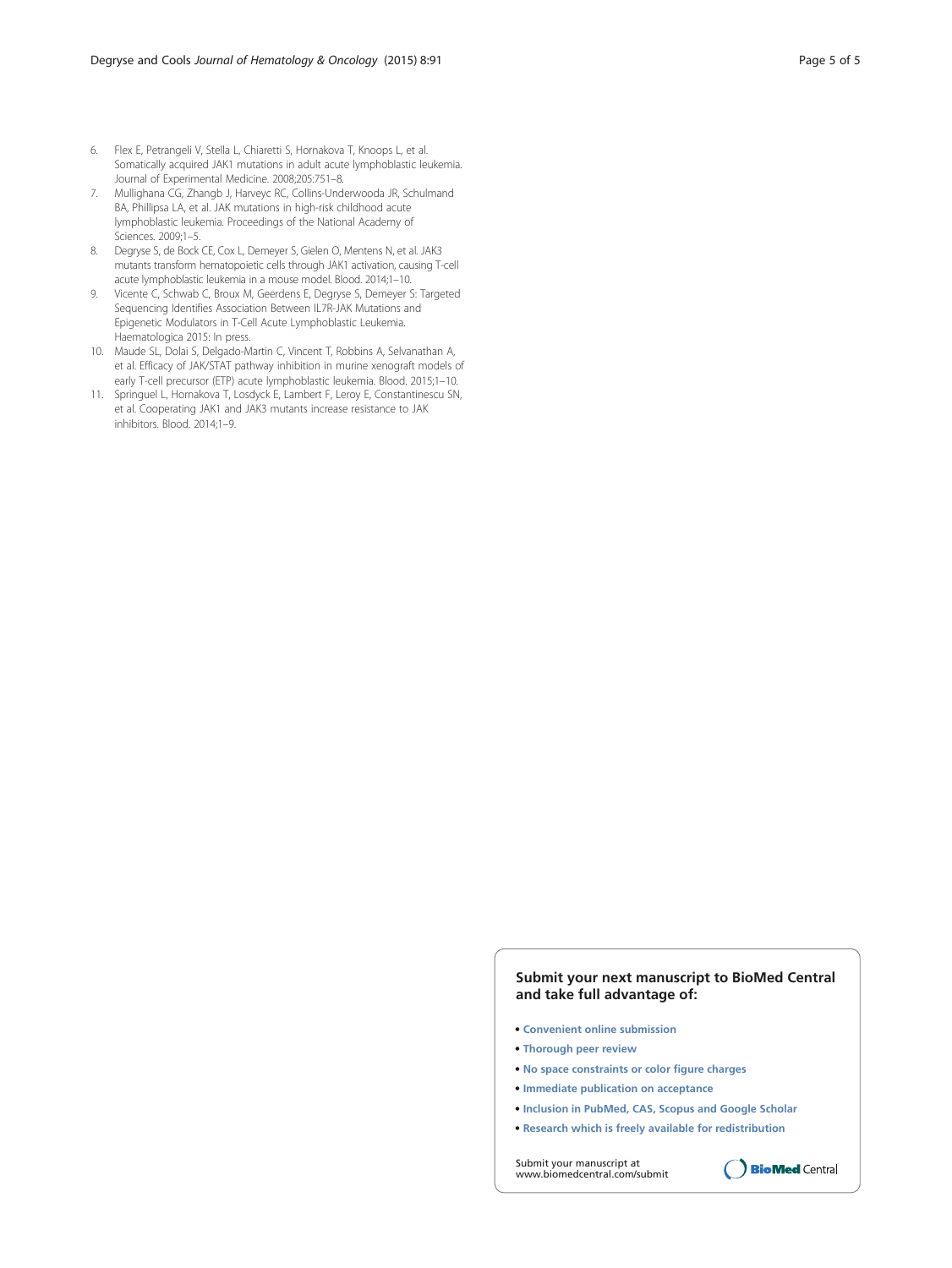6. Flex E, Petrangeli V, Stella L, Chiaretti S, Hornakova T, Knoops L, et al. Somatically acquired JAK1 mutations in adult acute lymphoblastic leukemia. Journal of Experimental Medicine. 2008;205:751–8.
7. Mullighana CG, Zhangb J, Harveyc RC, Collins-Underwooda JR, Schulmand BA, Phillipsa LA, et al. JAK mutations in high-risk childhood acute lymphoblastic leukemia. Proceedings of the National Academy of Sciences. 2009;1–5.
8. Degryse S, de Bock CE, Cox L, Demeyer S, Gielen O, Mentens N, et al. JAK3 mutants transform hematopoietic cells through JAK1 activation, causing T-cell acute lymphoblastic leukemia in a mouse model. Blood. 2014;1–10.
9. Vicente C, Schwab C, Broux M, Geerdens E, Degryse S, Demeyer S: Targeted Sequencing Identifies Association Between IL7R-JAK Mutations and Epigenetic Modulators in T-Cell Acute Lymphoblastic Leukemia. Haematologica 2015: In press.
10. Maude SL, Dolai S, Delgado-Martin C, Vincent T, Robbins A, Selvanathan A, et al. Efficacy of JAK/STAT pathway inhibition in murine xenograft models of early T-cell precursor (ETP) acute lymphoblastic leukemia. Blood. 2015;1–10.
11. Springuel L, Hornakova T, Losdyck E, Lambert F, Leroy E, Constantinescu SN, et al. Cooperating JAK1 and JAK3 mutants increase resistance to JAK inhibitors. Blood. 2014;1–9.

**Submit your next manuscript to BioMed Central and take full advantage of:**

- **Convenient online submission**
- **Thorough peer review**
- **No space constraints or color figure charges**
- **Immediate publication on acceptance**
- **Inclusion in PubMed, CAS, Scopus and Google Scholar**
- **Research which is freely available for redistribution**

Submit your manuscript at
www.biomedcentral.com/submit

BioMed Central